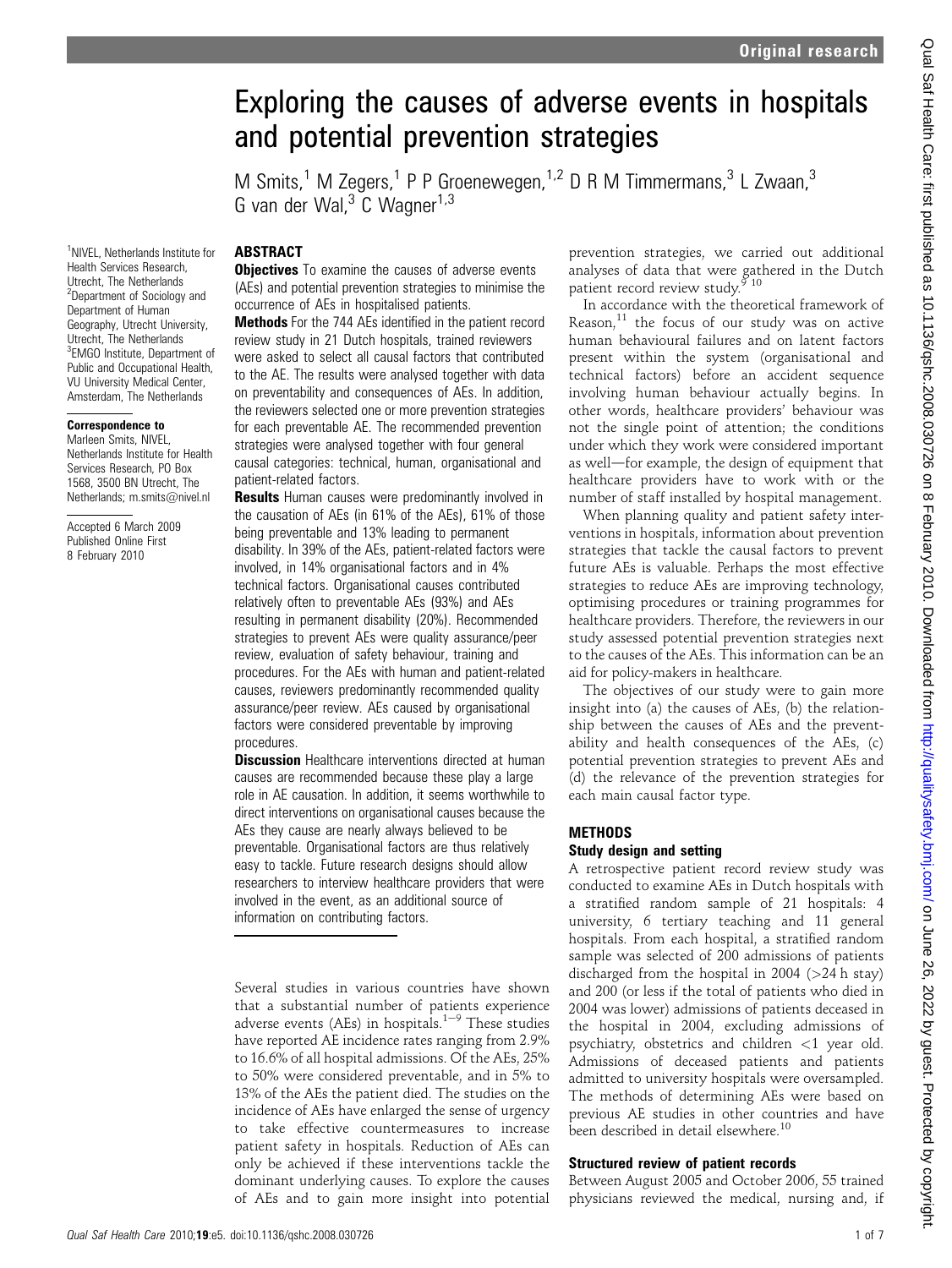# Exploring the causes of adverse events in hospitals and potential prevention strategies

M Smits,[1] M Zegers,[1] P P Groenewegen,[1,2] D R M Timmermans,[3] L Zwaan,[3] G van der Wal,[3] C Wagner[1,3]

[1]NIVEL, Netherlands Institute for Health Services Research, Utrecht, The Netherlands
[2]Department of Sociology and Department of Human Geography, Utrecht University, Utrecht, The Netherlands
[3]EMGO Institute, Department of Public and Occupational Health, VU University Medical Center, Amsterdam, The Netherlands

**Correspondence to**
Marleen Smits, NIVEL, Netherlands Institute for Health Services Research, PO Box 1568, 3500 BN Utrecht, The Netherlands; m.smits@nivel.nl

Accepted 6 March 2009
Published Online First 8 February 2010

## ABSTRACT

**Objectives** To examine the causes of adverse events (AEs) and potential prevention strategies to minimise the occurrence of AEs in hospitalised patients.

**Methods** For the 744 AEs identified in the patient record review study in 21 Dutch hospitals, trained reviewers were asked to select all causal factors that contributed to the AE. The results were analysed together with data on preventability and consequences of AEs. In addition, the reviewers selected one or more prevention strategies for each preventable AE. The recommended prevention strategies were analysed together with four general causal categories: technical, human, organisational and patient-related factors.

**Results** Human causes were predominantly involved in the causation of AEs (in 61% of the AEs), 61% of those being preventable and 13% leading to permanent disability. In 39% of the AEs, patient-related factors were involved, in 14% organisational factors and in 4% technical factors. Organisational causes contributed relatively often to preventable AEs (93%) and AEs resulting in permanent disability (20%). Recommended strategies to prevent AEs were quality assurance/peer review, evaluation of safety behaviour, training and procedures. For the AEs with human and patient-related causes, reviewers predominantly recommended quality assurance/peer review. AEs caused by organisational factors were considered preventable by improving procedures.

**Discussion** Healthcare interventions directed at human causes are recommended because these play a large role in AE causation. In addition, it seems worthwhile to direct interventions on organisational causes because the AEs they cause are nearly always believed to be preventable. Organisational factors are thus relatively easy to tackle. Future research designs should allow researchers to interview healthcare providers that were involved in the event, as an additional source of information on contributing factors.

Several studies in various countries have shown that a substantial number of patients experience adverse events (AEs) in hospitals.[1–9] These studies have reported AE incidence rates ranging from 2.9% to 16.6% of all hospital admissions. Of the AEs, 25% to 50% were considered preventable, and in 5% to 13% of the AEs the patient died. The studies on the incidence of AEs have enlarged the sense of urgency to take effective countermeasures to increase patient safety in hospitals. Reduction of AEs can only be achieved if these interventions tackle the dominant underlying causes. To explore the causes of AEs and to gain more insight into potential prevention strategies, we carried out additional analyses of data that were gathered in the Dutch patient record review study.[9 10]

In accordance with the theoretical framework of Reason,[11] the focus of our study was on active human behavioural failures and on latent factors present within the system (organisational and technical factors) before an accident sequence involving human behaviour actually begins. In other words, healthcare providers' behaviour was not the single point of attention; the conditions under which they work were considered important as well—for example, the design of equipment that healthcare providers have to work with or the number of staff installed by hospital management.

When planning quality and patient safety interventions in hospitals, information about prevention strategies that tackle the causal factors to prevent future AEs is valuable. Perhaps the most effective strategies to reduce AEs are improving technology, optimising procedures or training programmes for healthcare providers. Therefore, the reviewers in our study assessed potential prevention strategies next to the causes of the AEs. This information can be an aid for policy-makers in healthcare.

The objectives of our study were to gain more insight into (a) the causes of AEs, (b) the relationship between the causes of AEs and the preventability and health consequences of the AEs, (c) potential prevention strategies to prevent AEs and (d) the relevance of the prevention strategies for each main causal factor type.

## METHODS

### Study design and setting

A retrospective patient record review study was conducted to examine AEs in Dutch hospitals with a stratified random sample of 21 hospitals: 4 university, 6 tertiary teaching and 11 general hospitals. From each hospital, a stratified random sample was selected of 200 admissions of patients discharged from the hospital in 2004 (>24 h stay) and 200 (or less if the total of patients who died in 2004 was lower) admissions of patients deceased in the hospital in 2004, excluding admissions of psychiatry, obstetrics and children <1 year old. Admissions of deceased patients and patients admitted to university hospitals were oversampled. The methods of determining AEs were based on previous AE studies in other countries and have been described in detail elsewhere.[10]

### Structured review of patient records

Between August 2005 and October 2006, 55 trained physicians reviewed the medical, nursing and, if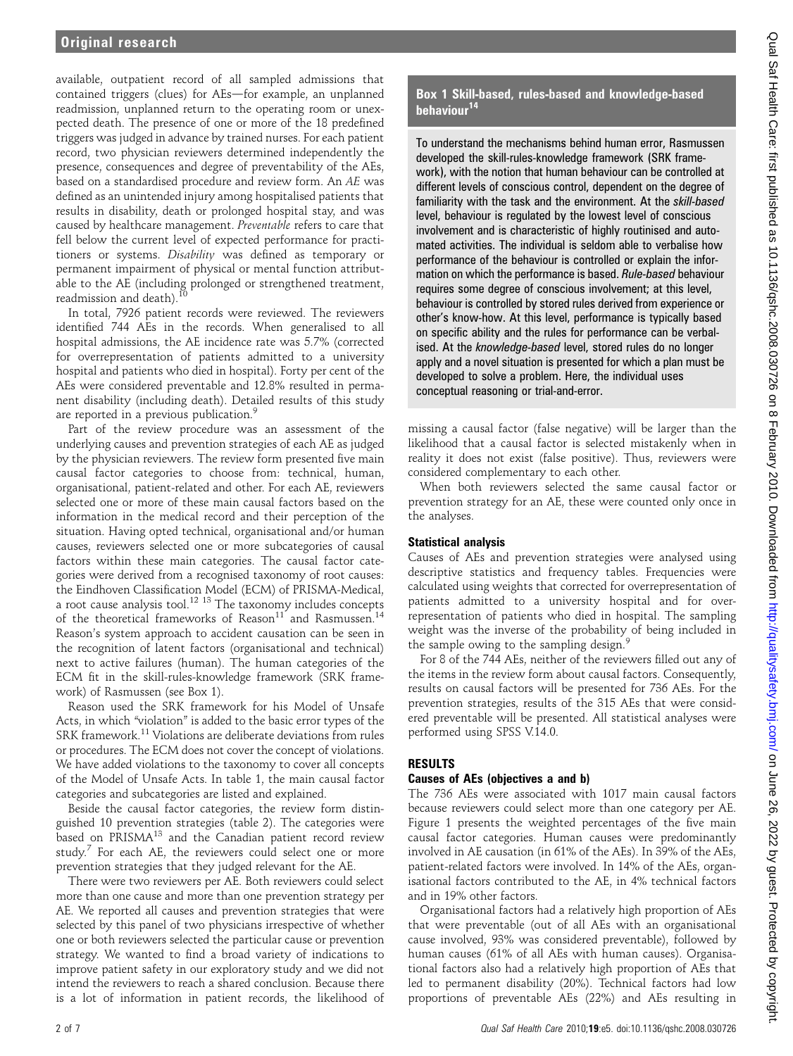available, outpatient record of all sampled admissions that contained triggers (clues) for AEs—for example, an unplanned readmission, unplanned return to the operating room or unexpected death. The presence of one or more of the 18 predefined triggers was judged in advance by trained nurses. For each patient record, two physician reviewers determined independently the presence, consequences and degree of preventability of the AEs, based on a standardised procedure and review form. An *AE* was defined as an unintended injury among hospitalised patients that results in disability, death or prolonged hospital stay, and was caused by healthcare management. *Preventable* refers to care that fell below the current level of expected performance for practitioners or systems. *Disability* was defined as temporary or permanent impairment of physical or mental function attributable to the AE (including prolonged or strengthened treatment, readmission and death).[10]

In total, 7926 patient records were reviewed. The reviewers identified 744 AEs in the records. When generalised to all hospital admissions, the AE incidence rate was 5.7% (corrected for overrepresentation of patients admitted to a university hospital and patients who died in hospital). Forty per cent of the AEs were considered preventable and 12.8% resulted in permanent disability (including death). Detailed results of this study are reported in a previous publication.[9]

Part of the review procedure was an assessment of the underlying causes and prevention strategies of each AE as judged by the physician reviewers. The review form presented five main causal factor categories to choose from: technical, human, organisational, patient-related and other. For each AE, reviewers selected one or more of these main causal factors based on the information in the medical record and their perception of the situation. Having opted technical, organisational and/or human causes, reviewers selected one or more subcategories of causal factors within these main categories. The causal factor categories were derived from a recognised taxonomy of root causes: the Eindhoven Classification Model (ECM) of PRISMA-Medical, a root cause analysis tool.[12,13] The taxonomy includes concepts of the theoretical frameworks of Reason[11] and Rasmussen.[14] Reason's system approach to accident causation can be seen in the recognition of latent factors (organisational and technical) next to active failures (human). The human categories of the ECM fit in the skill-rules-knowledge framework (SRK framework) of Rasmussen (see Box 1).

Reason used the SRK framework for his Model of Unsafe Acts, in which "violation" is added to the basic error types of the SRK framework.[11] Violations are deliberate deviations from rules or procedures. The ECM does not cover the concept of violations. We have added violations to the taxonomy to cover all concepts of the Model of Unsafe Acts. In table 1, the main causal factor categories and subcategories are listed and explained.

Beside the causal factor categories, the review form distinguished 10 prevention strategies (table 2). The categories were based on PRISMA[13] and the Canadian patient record review study.[7] For each AE, the reviewers could select one or more prevention strategies that they judged relevant for the AE.

There were two reviewers per AE. Both reviewers could select more than one cause and more than one prevention strategy per AE. We reported all causes and prevention strategies that were selected by this panel of two physicians irrespective of whether one or both reviewers selected the particular cause or prevention strategy. We wanted to find a broad variety of indications to improve patient safety in our exploratory study and we did not intend the reviewers to reach a shared conclusion. Because there is a lot of information in patient records, the likelihood of missing a causal factor (false negative) will be larger than the likelihood that a causal factor is selected mistakenly when in reality it does not exist (false positive). Thus, reviewers were considered complementary to each other.

> **Box 1 Skill-based, rules-based and knowledge-based behaviour[14]**
>
> To understand the mechanisms behind human error, Rasmussen developed the skill-rules-knowledge framework (SRK framework), with the notion that human behaviour can be controlled at different levels of conscious control, dependent on the degree of familiarity with the task and the environment. At the *skill-based* level, behaviour is regulated by the lowest level of conscious involvement and is characteristic of highly routinised and automated activities. The individual is seldom able to verbalise how performance of the behaviour is controlled or explain the information on which the performance is based. *Rule-based* behaviour requires some degree of conscious involvement; at this level, behaviour is controlled by stored rules derived from experience or other's know-how. At this level, performance is typically based on specific ability and the rules for performance can be verbalised. At the *knowledge-based* level, stored rules do no longer apply and a novel situation is presented for which a plan must be developed to solve a problem. Here, the individual uses conceptual reasoning or trial-and-error.

When both reviewers selected the same causal factor or prevention strategy for an AE, these were counted only once in the analyses.

### Statistical analysis

Causes of AEs and prevention strategies were analysed using descriptive statistics and frequency tables. Frequencies were calculated using weights that corrected for overrepresentation of patients admitted to a university hospital and for overrepresentation of patients who died in hospital. The sampling weight was the inverse of the probability of being included in the sample owing to the sampling design.[9]

For 8 of the 744 AEs, neither of the reviewers filled out any of the items in the review form about causal factors. Consequently, results on causal factors will be presented for 736 AEs. For the prevention strategies, results of the 315 AEs that were considered preventable will be presented. All statistical analyses were performed using SPSS V.14.0.

## RESULTS

### Causes of AEs (objectives a and b)

The 736 AEs were associated with 1017 main causal factors because reviewers could select more than one category per AE. Figure 1 presents the weighted percentages of the five main causal factor categories. Human causes were predominantly involved in AE causation (in 61% of the AEs). In 39% of the AEs, patient-related factors were involved. In 14% of the AEs, organisational factors contributed to the AE, in 4% technical factors and in 19% other factors.

Organisational factors had a relatively high proportion of AEs that were preventable (out of all AEs with an organisational cause involved, 93% was considered preventable), followed by human causes (61% of all AEs with human causes). Organisational factors also had a relatively high proportion of AEs that led to permanent disability (20%). Technical factors had low proportions of preventable AEs (22%) and AEs resulting in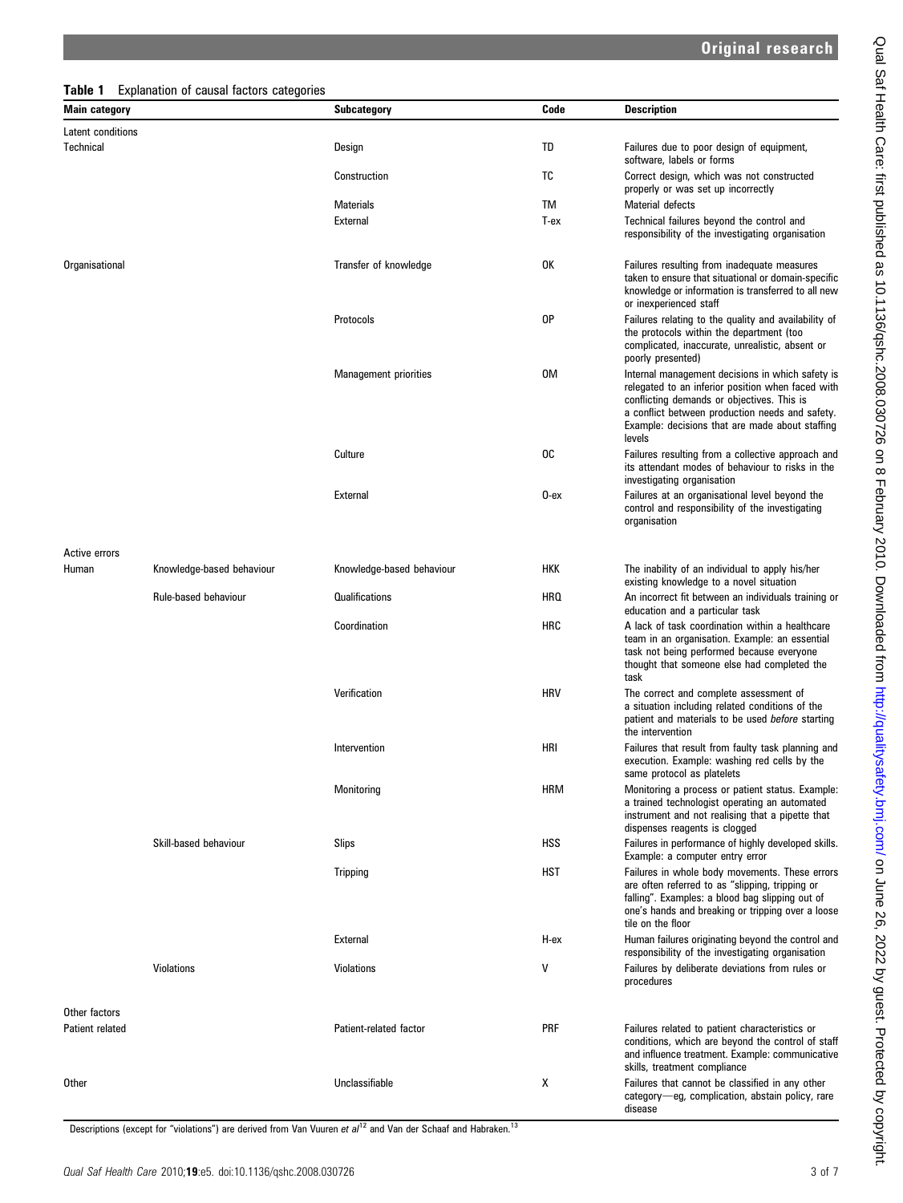**Table 1** Explanation of causal factors categories

| Main category | | Subcategory | Code | Description |
|---|---|---|---|---|
| Latent conditions | | | | |
| Technical | | Design | TD | Failures due to poor design of equipment, software, labels or forms |
| | | Construction | TC | Correct design, which was not constructed properly or was set up incorrectly |
| | | Materials | TM | Material defects |
| | | External | T-ex | Technical failures beyond the control and responsibility of the investigating organisation |
| Organisational | | Transfer of knowledge | OK | Failures resulting from inadequate measures taken to ensure that situational or domain-specific knowledge or information is transferred to all new or inexperienced staff |
| | | Protocols | OP | Failures relating to the quality and availability of the protocols within the department (too complicated, inaccurate, unrealistic, absent or poorly presented) |
| | | Management priorities | OM | Internal management decisions in which safety is relegated to an inferior position when faced with conflicting demands or objectives. This is a conflict between production needs and safety. Example: decisions that are made about staffing levels |
| | | Culture | OC | Failures resulting from a collective approach and its attendant modes of behaviour to risks in the investigating organisation |
| | | External | O-ex | Failures at an organisational level beyond the control and responsibility of the investigating organisation |
| Active errors | | | | |
| Human | Knowledge-based behaviour | Knowledge-based behaviour | HKK | The inability of an individual to apply his/her existing knowledge to a novel situation |
| | Rule-based behaviour | Qualifications | HRQ | An incorrect fit between an individuals training or education and a particular task |
| | | Coordination | HRC | A lack of task coordination within a healthcare team in an organisation. Example: an essential task not being performed because everyone thought that someone else had completed the task |
| | | Verification | HRV | The correct and complete assessment of a situation including related conditions of the patient and materials to be used *before* starting the intervention |
| | | Intervention | HRI | Failures that result from faulty task planning and execution. Example: washing red cells by the same protocol as platelets |
| | | Monitoring | HRM | Monitoring a process or patient status. Example: a trained technologist operating an automated instrument and not realising that a pipette that dispenses reagents is clogged |
| | Skill-based behaviour | Slips | HSS | Failures in performance of highly developed skills. Example: a computer entry error |
| | | Tripping | HST | Failures in whole body movements. These errors are often referred to as "slipping, tripping or falling". Examples: a blood bag slipping out of one's hands and breaking or tripping over a loose tile on the floor |
| | | External | H-ex | Human failures originating beyond the control and responsibility of the investigating organisation |
| | Violations | Violations | V | Failures by deliberate deviations from rules or procedures |
| Other factors | | | | |
| Patient related | | Patient-related factor | PRF | Failures related to patient characteristics or conditions, which are beyond the control of staff and influence treatment. Example: communicative skills, treatment compliance |
| Other | | Unclassifiable | X | Failures that cannot be classified in any other category—eg, complication, abstain policy, rare disease |

Descriptions (except for "violations") are derived from Van Vuuren *et al*[12] and Van der Schaaf and Habraken.[13]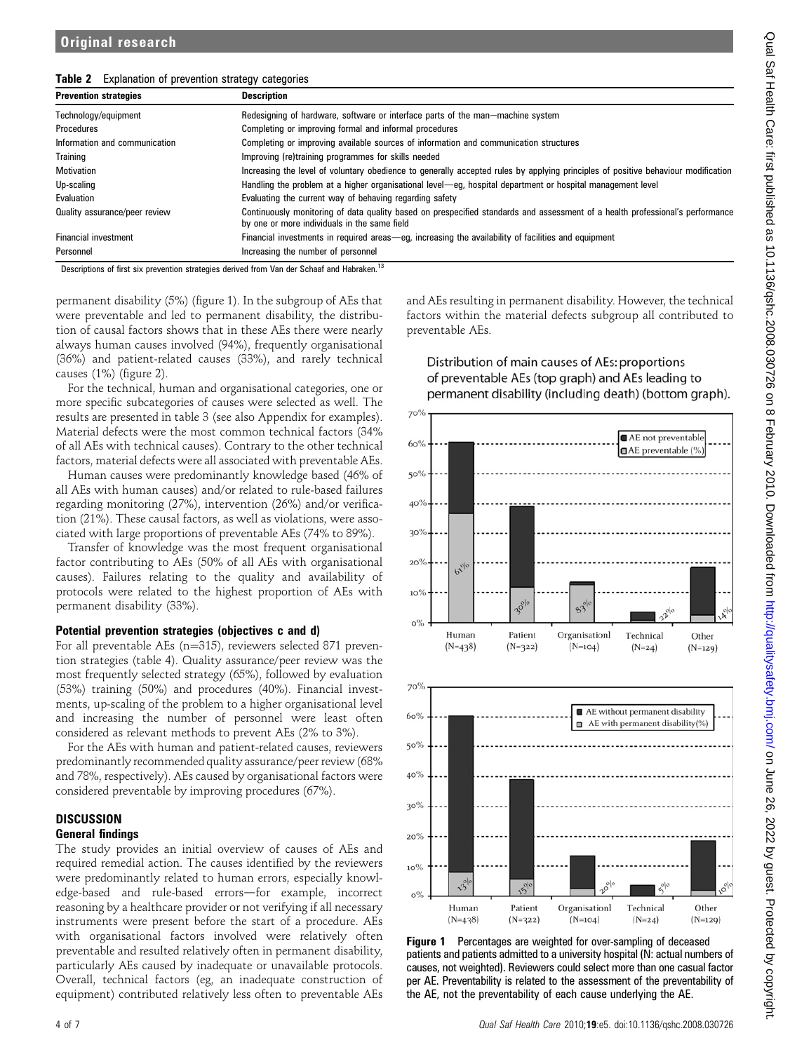**Table 2** Explanation of prevention strategy categories

| Prevention strategies | Description |
|---|---|
| Technology/equipment | Redesigning of hardware, software or interface parts of the man–machine system |
| Procedures | Completing or improving formal and informal procedures |
| Information and communication | Completing or improving available sources of information and communication structures |
| Training | Improving (re)training programmes for skills needed |
| Motivation | Increasing the level of voluntary obedience to generally accepted rules by applying principles of positive behaviour modification |
| Up-scaling | Handling the problem at a higher organisational level—eg, hospital department or hospital management level |
| Evaluation | Evaluating the current way of behaving regarding safety |
| Quality assurance/peer review | Continuously monitoring of data quality based on prespecified standards and assessment of a health professional's performance by one or more individuals in the same field |
| Financial investment | Financial investments in required areas—eg, increasing the availability of facilities and equipment |
| Personnel | Increasing the number of personnel |

Descriptions of first six prevention strategies derived from Van der Schaaf and Habraken.[13]

permanent disability (5%) (figure 1). In the subgroup of AEs that were preventable and led to permanent disability, the distribution of causal factors shows that in these AEs there were nearly always human causes involved (94%), frequently organisational (36%) and patient-related causes (33%), and rarely technical causes (1%) (figure 2).

For the technical, human and organisational categories, one or more specific subcategories of causes were selected as well. The results are presented in table 3 (see also Appendix for examples). Material defects were the most common technical factors (34% of all AEs with technical causes). Contrary to the other technical factors, material defects were all associated with preventable AEs.

Human causes were predominantly knowledge based (46% of all AEs with human causes) and/or related to rule-based failures regarding monitoring (27%), intervention (26%) and/or verification (21%). These causal factors, as well as violations, were associated with large proportions of preventable AEs (74% to 89%).

Transfer of knowledge was the most frequent organisational factor contributing to AEs (50% of all AEs with organisational causes). Failures relating to the quality and availability of protocols were related to the highest proportion of AEs with permanent disability (33%).

### Potential prevention strategies (objectives c and d)

For all preventable AEs (n=315), reviewers selected 871 prevention strategies (table 4). Quality assurance/peer review was the most frequently selected strategy (65%), followed by evaluation (53%) training (50%) and procedures (40%). Financial investments, up-scaling of the problem to a higher organisational level and increasing the number of personnel were least often considered as relevant methods to prevent AEs (2% to 3%).

For the AEs with human and patient-related causes, reviewers predominantly recommended quality assurance/peer review (68% and 78%, respectively). AEs caused by organisational factors were considered preventable by improving procedures (67%).

## DISCUSSION

### General findings

The study provides an initial overview of causes of AEs and required remedial action. The causes identified by the reviewers were predominantly related to human errors, especially knowledge-based and rule-based errors—for example, incorrect reasoning by a healthcare provider or not verifying if all necessary instruments were present before the start of a procedure. AEs with organisational factors involved were relatively often preventable and resulted relatively often in permanent disability, particularly AEs caused by inadequate or unavailable protocols. Overall, technical factors (eg, an inadequate construction of equipment) contributed relatively less often to preventable AEs and AEs resulting in permanent disability. However, the technical factors within the material defects subgroup all contributed to preventable AEs.

Distribution of main causes of AEs: proportions of preventable AEs (top graph) and AEs leading to permanent disability (including death) (bottom graph).

**Figure 1** Percentages are weighted for over-sampling of deceased patients and patients admitted to a university hospital (N: actual numbers of causes, not weighted). Reviewers could select more than one casual factor per AE. Preventability is related to the assessment of the preventability of the AE, not the preventability of each cause underlying the AE.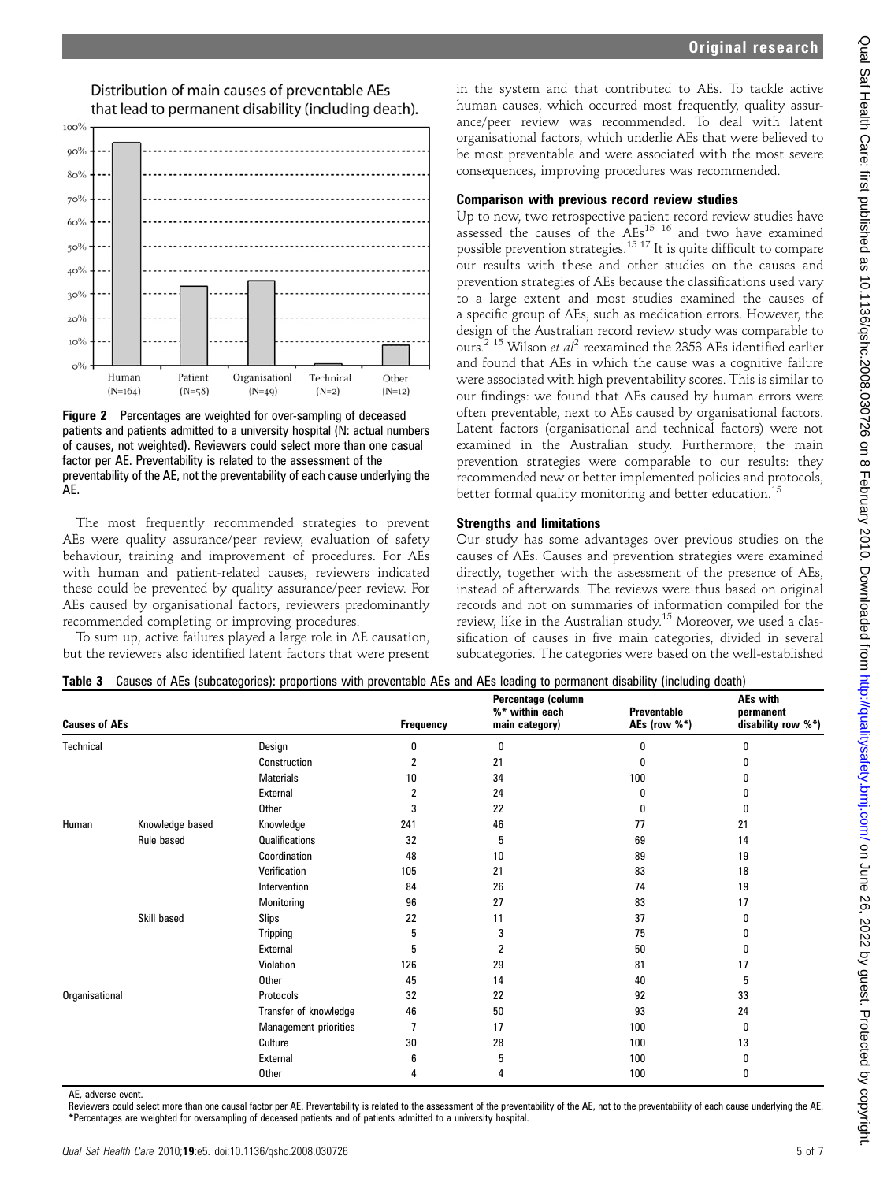Distribution of main causes of preventable AEs that lead to permanent disability (including death).

**Figure 2** Percentages are weighted for over-sampling of deceased patients and patients admitted to a university hospital (N: actual numbers of causes, not weighted). Reviewers could select more than one causal factor per AE. Preventability is related to the assessment of the preventability of the AE, not the preventability of each cause underlying the AE.

The most frequently recommended strategies to prevent AEs were quality assurance/peer review, evaluation of safety behaviour, training and improvement of procedures. For AEs with human and patient-related causes, reviewers indicated these could be prevented by quality assurance/peer review. For AEs caused by organisational factors, reviewers predominantly recommended completing or improving procedures.

To sum up, active failures played a large role in AE causation, but the reviewers also identified latent factors that were present in the system and that contributed to AEs. To tackle active human causes, which occurred most frequently, quality assurance/peer review was recommended. To deal with latent organisational factors, which underlie AEs that were believed to be most preventable and were associated with the most severe consequences, improving procedures was recommended.

### Comparison with previous record review studies

Up to now, two retrospective patient record review studies have assessed the causes of the AEs[15 16] and two have examined possible prevention strategies.[15 17] It is quite difficult to compare our results with these and other studies on the causes and prevention strategies of AEs because the classifications used vary to a large extent and most studies examined the causes of a specific group of AEs, such as medication errors. However, the design of the Australian record review study was comparable to ours.[2 15] Wilson *et al*[2] reexamined the 2353 AEs identified earlier and found that AEs in which the cause was a cognitive failure were associated with high preventability scores. This is similar to our findings: we found that AEs caused by human errors were often preventable, next to AEs caused by organisational factors. Latent factors (organisational and technical factors) were not examined in the Australian study. Furthermore, the main prevention strategies were comparable to our results: they recommended new or better implemented policies and protocols, better formal quality monitoring and better education.[15]

### Strengths and limitations

Our study has some advantages over previous studies on the causes of AEs. Causes and prevention strategies were examined directly, together with the assessment of the presence of AEs, instead of afterwards. The reviews were thus based on original records and not on summaries of information compiled for the review, like in the Australian study.[15] Moreover, we used a classification of causes in five main categories, divided in several subcategories. The categories were based on the well-established

**Table 3** Causes of AEs (subcategories): proportions with preventable AEs and AEs leading to permanent disability (including death)

| Causes of AEs | | | Frequency | Percentage (column %* within each main category) | Preventable AEs (row %*) | AEs with permanent disability row %*) |
|---|---|---|---|---|---|---|
| Technical | | Design | 0 | 0 | 0 | 0 |
| | | Construction | 2 | 21 | 0 | 0 |
| | | Materials | 10 | 34 | 100 | 0 |
| | | External | 2 | 24 | 0 | 0 |
| | | Other | 3 | 22 | 0 | 0 |
| Human | Knowledge based | Knowledge | 241 | 46 | 77 | 21 |
| | Rule based | Qualifications | 32 | 5 | 69 | 14 |
| | | Coordination | 48 | 10 | 89 | 19 |
| | | Verification | 105 | 21 | 83 | 18 |
| | | Intervention | 84 | 26 | 74 | 19 |
| | | Monitoring | 96 | 27 | 83 | 17 |
| | Skill based | Slips | 22 | 11 | 37 | 0 |
| | | Tripping | 5 | 3 | 75 | 0 |
| | | External | 5 | 2 | 50 | 0 |
| | | Violation | 126 | 29 | 81 | 17 |
| | | Other | 45 | 14 | 40 | 5 |
| Organisational | | Protocols | 32 | 22 | 92 | 33 |
| | | Transfer of knowledge | 46 | 50 | 93 | 24 |
| | | Management priorities | 7 | 17 | 100 | 0 |
| | | Culture | 30 | 28 | 100 | 13 |
| | | External | 6 | 5 | 100 | 0 |
| | | Other | 4 | 4 | 100 | 0 |

AE, adverse event.
Reviewers could select more than one causal factor per AE. Preventability is related to the assessment of the preventability of the AE, not to the preventability of each cause underlying the AE.
*Percentages are weighted for oversampling of deceased patients and of patients admitted to a university hospital.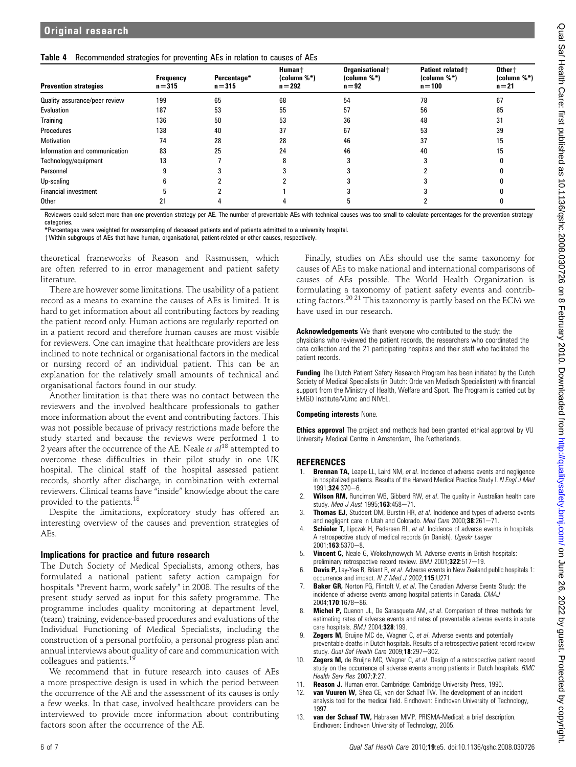**Table 4** Recommended strategies for preventing AEs in relation to causes of AEs

| Prevention strategies | Frequency n=315 | Percentage* n=315 | Human† (column %*) n=292 | Organisational† (column %*) n=92 | Patient related† (column %*) n=100 | Other† (column %*) n=21 |
|---|---|---|---|---|---|---|
| Quality assurance/peer review | 199 | 65 | 68 | 54 | 78 | 67 |
| Evaluation | 187 | 53 | 55 | 57 | 56 | 85 |
| Training | 136 | 50 | 53 | 36 | 48 | 31 |
| Procedures | 138 | 40 | 37 | 67 | 53 | 39 |
| Motivation | 74 | 28 | 28 | 46 | 37 | 15 |
| Information and communication | 83 | 25 | 24 | 46 | 40 | 15 |
| Technology/equipment | 13 | 7 | 8 | 3 | 3 | 0 |
| Personnel | 9 | 3 | 3 | 3 | 2 | 0 |
| Up-scaling | 6 | 2 | 2 | 3 | 3 | 0 |
| Financial investment | 5 | 2 | 1 | 3 | 3 | 0 |
| Other | 21 | 4 | 4 | 5 | 2 | 0 |

Reviewers could select more than one prevention strategy per AE. The number of preventable AEs with technical causes was too small to calculate percentages for the prevention strategy categories.

*Percentages were weighted for oversampling of deceased patients and of patients admitted to a university hospital.

†Within subgroups of AEs that have human, organisational, patient-related or other causes, respectively.

theoretical frameworks of Reason and Rasmussen, which are often referred to in error management and patient safety literature.

There are however some limitations. The usability of a patient record as a means to examine the causes of AEs is limited. It is hard to get information about all contributing factors by reading the patient record only. Human actions are regularly reported on in a patient record and therefore human causes are most visible for reviewers. One can imagine that healthcare providers are less inclined to note technical or organisational factors in the medical or nursing record of an individual patient. This can be an explanation for the relatively small amounts of technical and organisational factors found in our study.

Another limitation is that there was no contact between the reviewers and the involved healthcare professionals to gather more information about the event and contributing factors. This was not possible because of privacy restrictions made before the study started and because the reviews were performed 1 to 2 years after the occurrence of the AE. Neale *et al*[18] attempted to overcome these difficulties in their pilot study in one UK hospital. The clinical staff of the hospital assessed patient records, shortly after discharge, in combination with external reviewers. Clinical teams have "inside" knowledge about the care provided to the patients.[18]

Despite the limitations, exploratory study has offered an interesting overview of the causes and prevention strategies of AEs.

### Implications for practice and future research

The Dutch Society of Medical Specialists, among others, has formulated a national patient safety action campaign for hospitals "Prevent harm, work safely" in 2008. The results of the present study served as input for this safety programme. The programme includes quality monitoring at department level, (team) training, evidence-based procedures and evaluations of the Individual Functioning of Medical Specialists, including the construction of a personal portfolio, a personal progress plan and annual interviews about quality of care and communication with colleagues and patients.[19]

We recommend that in future research into causes of AEs a more prospective design is used in which the period between the occurrence of the AE and the assessment of its causes is only a few weeks. In that case, involved healthcare providers can be interviewed to provide more information about contributing factors soon after the occurrence of the AE.

Finally, studies on AEs should use the same taxonomy for causes of AEs to make national and international comparisons of causes of AEs possible. The World Health Organization is formulating a taxonomy of patient safety events and contributing factors.[20 21] This taxonomy is partly based on the ECM we have used in our research.

**Acknowledgements** We thank everyone who contributed to the study: the physicians who reviewed the patient records, the researchers who coordinated the data collection and the 21 participating hospitals and their staff who facilitated the patient records.

**Funding** The Dutch Patient Safety Research Program has been initiated by the Dutch Society of Medical Specialists (in Dutch: Orde van Medisch Specialisten) with financial support from the Ministry of Health, Welfare and Sport. The Program is carried out by EMGO Institute/VUmc and NIVEL.

**Competing interests** None.

**Ethics approval** The project and methods had been granted ethical approval by VU University Medical Centre in Amsterdam, The Netherlands.

## REFERENCES

1. **Brennan TA,** Leape LL, Laird NM, *et al*. Incidence of adverse events and negligence in hospitalized patients. Results of the Harvard Medical Practice Study I. *N Engl J Med* 1991;**324**:370—6.
2. **Wilson RM,** Runciman WB, Gibberd RW, *et al*. The quality in Australian health care study. *Med J Aust* 1995;**163**:458—71.
3. **Thomas EJ,** Studdert DM, Burstin HR, *et al*. Incidence and types of adverse events and negligent care in Utah and Colorado. *Med Care* 2000;**38**:261—71.
4. **Schioler T,** Lipczak H, Pedersen BL, *et al*. Incidence of adverse events in hospitals. A retrospective study of medical records (in Danish). *Ugeskr Laeger* 2001;**163**:5370—8.
5. **Vincent C,** Neale G, Woloshynowych M. Adverse events in British hospitals: preliminary retrospective record review. *BMJ* 2001;**322**:517—19.
6. **Davis P,** Lay-Yee R, Briant R, *et al*. Adverse events in New Zealand public hospitals 1: occurrence and impact. *N Z Med J* 2002;**115**:U271.
7. **Baker GR,** Norton PG, Flintoft V, *et al*. The Canadian Adverse Events Study: the incidence of adverse events among hospital patients in Canada. *CMAJ* 2004;**170**:1678—86.
8. **Michel P,** Quenon JL, De Sarasqueta AM, *et al*. Comparison of three methods for estimating rates of adverse events and rates of preventable adverse events in acute care hospitals. *BMJ* 2004;**328**:199.
9. **Zegers M,** Bruijne MC de, Wagner C, *et al*. Adverse events and potentially preventable deaths in Dutch hospitals. Results of a retrospective patient record review study. *Qual Saf Health Care* 2009;**18**:297—302.
10. **Zegers M,** de Bruijne MC, Wagner C, *et al*. Design of a retrospective patient record study on the occurrence of adverse events among patients in Dutch hospitals. *BMC Health Serv Res* 2007;**7**:27.
11. **Reason J.** Human error. Cambridge: Cambridge University Press, 1990.
12. **van Vuuren W,** Shea CE, van der Schaaf TW. The development of an incident analysis tool for the medical field. Eindhoven: Eindhoven University of Technology, 1997.
13. **van der Schaaf TW,** Habraken MMP. PRISMA-Medical: a brief description. Eindhoven: Eindhoven University of Technology, 2005.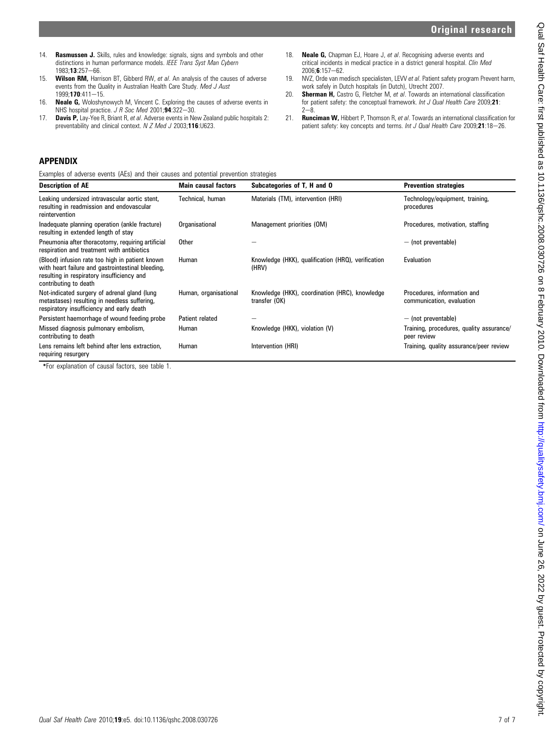14. **Rasmussen J.** Skills, rules and knowledge: signals, signs and symbols and other distinctions in human performance models. *IEEE Trans Syst Man Cybern* 1983;**13**:257—66.
15. **Wilson RM,** Harrison BT, Gibberd RW, *et al*. An analysis of the causes of adverse events from the Quality in Australian Health Care Study. *Med J Aust* 1999;**170**:411—15.
16. **Neale G,** Woloshynowych M, Vincent C. Exploring the causes of adverse events in NHS hospital practice. *J R Soc Med* 2001;**94**:322—30.
17. **Davis P,** Lay-Yee R, Briant R, *et al*. Adverse events in New Zealand public hospitals 2: preventability and clinical context. *N Z Med J* 2003;**116**:U623.
18. **Neale G,** Chapman EJ, Hoare J, *et al*. Recognising adverse events and critical incidents in medical practice in a district general hospital. *Clin Med* 2006;**6**:157—62.
19. NVZ, Orde van medisch specialisten, LEVV *et al*. Patient safety program Prevent harm, work safely in Dutch hospitals (in Dutch), Utrecht 2007.
20. **Sherman H,** Castro G, Fletcher M, *et al*. Towards an international classification for patient safety: the conceptual framework. *Int J Qual Health Care* 2009;**21**:2—8.
21. **Runciman W,** Hibbert P, Thomson R, *et al*. Towards an international classification for patient safety: key concepts and terms. *Int J Qual Health Care* 2009;**21**:18—26.

## APPENDIX

Examples of adverse events (AEs) and their causes and potential prevention strategies

| Description of AE | Main causal factors | Subcategories of T, H and O | Prevention strategies |
|---|---|---|---|
| Leaking undersized intravascular aortic stent, resulting in readmission and endovascular reintervention | Technical, human | Materials (TM), intervention (HRI) | Technology/equipment, training, procedures |
| Inadequate planning operation (ankle fracture) resulting in extended length of stay | Organisational | Management priorities (OM) | Procedures, motivation, staffing |
| Pneumonia after thoracotomy, requiring artificial respiration and treatment with antibiotics | Other | — | — (not preventable) |
| (Blood) infusion rate too high in patient known with heart failure and gastrointestinal bleeding, resulting in respiratory insufficiency and contributing to death | Human | Knowledge (HKK), qualification (HRQ), verification (HRV) | Evaluation |
| Not-indicated surgery of adrenal gland (lung metastases) resulting in needless suffering, respiratory insufficiency and early death | Human, organisational | Knowledge (HKK), coordination (HRC), knowledge transfer (OK) | Procedures, information and communication, evaluation |
| Persistent haemorrhage of wound feeding probe | Patient related | — | — (not preventable) |
| Missed diagnosis pulmonary embolism, contributing to death | Human | Knowledge (HKK), violation (V) | Training, procedures, quality assurance/peer review |
| Lens remains left behind after lens extraction, requiring resurgery | Human | Intervention (HRI) | Training, quality assurance/peer review |

*For explanation of causal factors, see table 1.